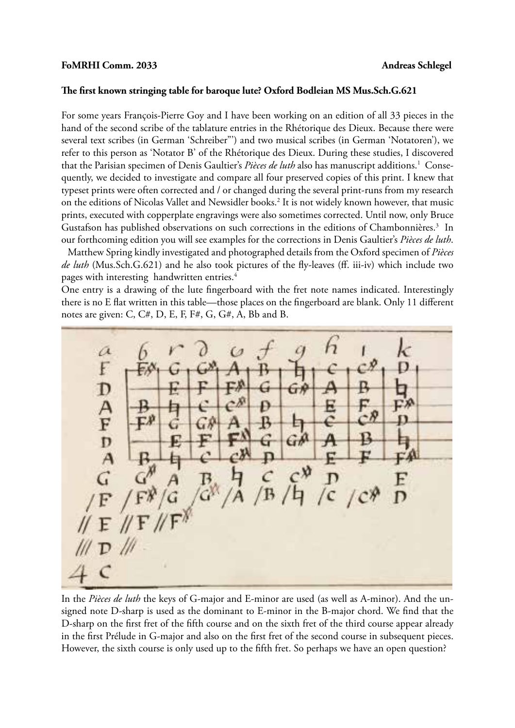**FoMRHI Comm. 2033** **Andreas Schlegel**

## The first known stringing table for baroque lute? Oxford Bodleian MS Mus.Sch.G.621

For some years François-Pierre Goy and I have been working on an edition of all 33 pieces in the hand of the second scribe of the tablature entries in the Rhétorique des Dieux. Because there were several text scribes (in German ‘Schreiber”’) and two musical scribes (in German ‘Notatoren’), we refer to this person as ‘Notator B’ of the Rhétorique des Dieux. During these studies, I discovered that the Parisian specimen of Denis Gaultier’s *Pièces de luth* also has manuscript additions.[1] Consequently, we decided to investigate and compare all four preserved copies of this print. I knew that typeset prints were often corrected and / or changed during the several print-runs from my research on the editions of Nicolas Vallet and Newsidler books.[2] It is not widely known however, that music prints, executed with copperplate engravings were also sometimes corrected. Until now, only Bruce Gustafson has published observations on such corrections in the editions of Chambonnières.[3] In our forthcoming edition you will see examples for the corrections in Denis Gaultier’s *Pièces de luth*.

Matthew Spring kindly investigated and photographed details from the Oxford specimen of *Pièces de luth* (Mus.Sch.G.621) and he also took pictures of the fly-leaves (ff. iii-iv) which include two pages with interesting handwritten entries.[4]

One entry is a drawing of the lute fingerboard with the fret note names indicated. Interestingly there is no E flat written in this table—those places on the fingerboard are blank. Only 11 different notes are given: C, C#, D, E, F, F#, G, G#, A, Bb and B.

In the *Pièces de luth* the keys of G-major and E-minor are used (as well as A-minor). And the unsigned note D-sharp is used as the dominant to E-minor in the B-major chord. We find that the D-sharp on the first fret of the fifth course and on the sixth fret of the third course appear already in the first Prélude in G-major and also on the first fret of the second course in subsequent pieces. However, the sixth course is only used up to the fifth fret. So perhaps we have an open question?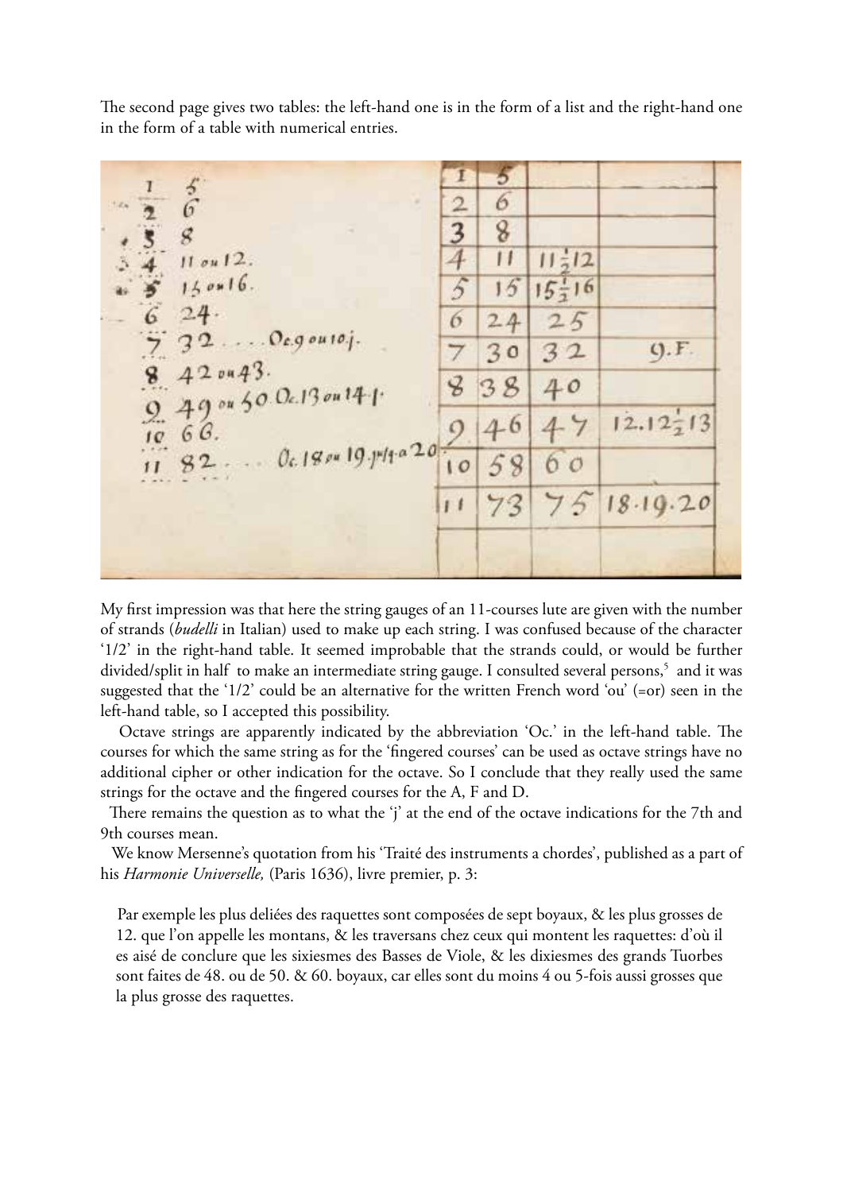The second page gives two tables: the left-hand one is in the form of a list and the right-hand one in the form of a table with numerical entries.

My first impression was that here the string gauges of an 11-courses lute are given with the number of strands (*budelli* in Italian) used to make up each string. I was confused because of the character '1/2' in the right-hand table. It seemed improbable that the strands could, or would be further divided/split in half to make an intermediate string gauge. I consulted several persons,[5] and it was suggested that the '1/2' could be an alternative for the written French word 'ou' (=or) seen in the left-hand table, so I accepted this possibility.

Octave strings are apparently indicated by the abbreviation 'Oc.' in the left-hand table. The courses for which the same string as for the 'fingered courses' can be used as octave strings have no additional cipher or other indication for the octave. So I conclude that they really used the same strings for the octave and the fingered courses for the A, F and D.

There remains the question as to what the 'j' at the end of the octave indications for the 7th and 9th courses mean.

We know Mersenne's quotation from his 'Traité des instruments a chordes', published as a part of his *Harmonie Universelle,* (Paris 1636), livre premier, p. 3:

> Par exemple les plus deliées des raquettes sont composées de sept boyaux, & les plus grosses de 12. que l'on appelle les montans, & les traversans chez ceux qui montent les raquettes: d'où il es aisé de conclure que les sixiesmes des Basses de Viole, & les dixiesmes des grands Tuorbes sont faites de 48. ou de 50. & 60. boyaux, car elles sont du moins 4 ou 5-fois aussi grosses que la plus grosse des raquettes.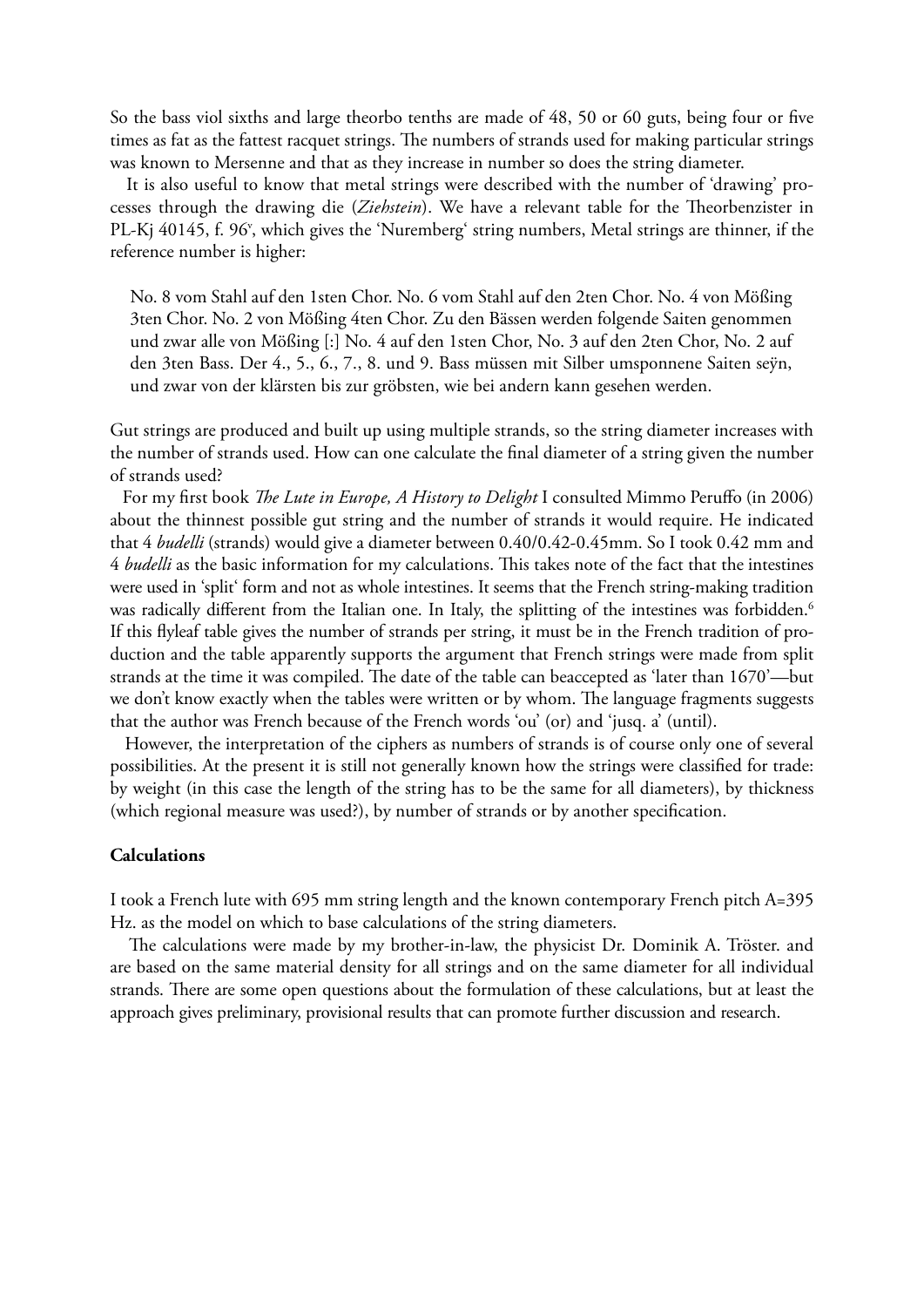So the bass viol sixths and large theorbo tenths are made of 48, 50 or 60 guts, being four or five times as fat as the fattest racquet strings. The numbers of strands used for making particular strings was known to Mersenne and that as they increase in number so does the string diameter.

It is also useful to know that metal strings were described with the number of 'drawing' processes through the drawing die (*Ziehstein*). We have a relevant table for the Theorbenzister in PL-Kj 40145, f. 96v, which gives the 'Nuremberg' string numbers, Metal strings are thinner, if the reference number is higher:

> No. 8 vom Stahl auf den 1sten Chor. No. 6 vom Stahl auf den 2ten Chor. No. 4 von Mößing 3ten Chor. No. 2 von Mößing 4ten Chor. Zu den Bässen werden folgende Saiten genommen und zwar alle von Mößing [:] No. 4 auf den 1sten Chor, No. 3 auf den 2ten Chor, No. 2 auf den 3ten Bass. Der 4., 5., 6., 7., 8. und 9. Bass müssen mit Silber umsponnene Saiten seÿn, und zwar von der klärsten bis zur gröbsten, wie bei andern kann gesehen werden.

Gut strings are produced and built up using multiple strands, so the string diameter increases with the number of strands used. How can one calculate the final diameter of a string given the number of strands used?

For my first book *The Lute in Europe, A History to Delight* I consulted Mimmo Peruffo (in 2006) about the thinnest possible gut string and the number of strands it would require. He indicated that 4 *budelli* (strands) would give a diameter between 0.40/0.42-0.45mm. So I took 0.42 mm and 4 *budelli* as the basic information for my calculations. This takes note of the fact that the intestines were used in 'split' form and not as whole intestines. It seems that the French string-making tradition was radically different from the Italian one. In Italy, the splitting of the intestines was forbidden.[6] If this flyleaf table gives the number of strands per string, it must be in the French tradition of production and the table apparently supports the argument that French strings were made from split strands at the time it was compiled. The date of the table can beaccepted as 'later than 1670'—but we don't know exactly when the tables were written or by whom. The language fragments suggests that the author was French because of the French words 'ou' (or) and 'jusq. a' (until).

However, the interpretation of the ciphers as numbers of strands is of course only one of several possibilities. At the present it is still not generally known how the strings were classified for trade: by weight (in this case the length of the string has to be the same for all diameters), by thickness (which regional measure was used?), by number of strands or by another specification.

**Calculations**

I took a French lute with 695 mm string length and the known contemporary French pitch A=395 Hz. as the model on which to base calculations of the string diameters.

The calculations were made by my brother-in-law, the physicist Dr. Dominik A. Tröster. and are based on the same material density for all strings and on the same diameter for all individual strands. There are some open questions about the formulation of these calculations, but at least the approach gives preliminary, provisional results that can promote further discussion and research.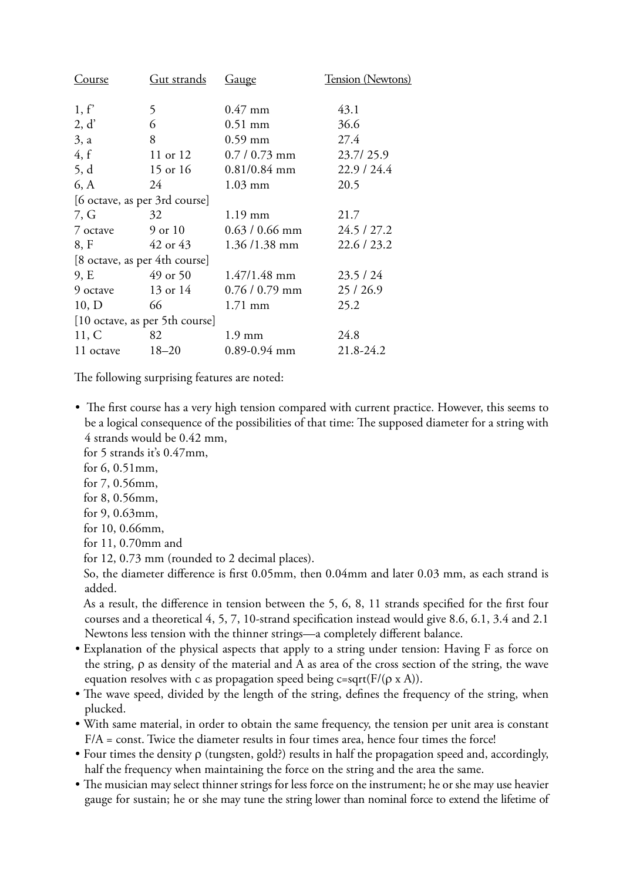| Course | Gut strands | Gauge | Tension (Newtons) |
|---|---|---|---|
| 1, f' | 5 | 0.47 mm | 43.1 |
| 2, d' | 6 | 0.51 mm | 36.6 |
| 3, a | 8 | 0.59 mm | 27.4 |
| 4, f | 11 or 12 | 0.7 / 0.73 mm | 23.7/ 25.9 |
| 5, d | 15 or 16 | 0.81/0.84 mm | 22.9 / 24.4 |
| 6, A | 24 | 1.03 mm | 20.5 |
| [6 octave, as per 3rd course] | | | |
| 7, G | 32 | 1.19 mm | 21.7 |
| 7 octave | 9 or 10 | 0.63 / 0.66 mm | 24.5 / 27.2 |
| 8, F | 42 or 43 | 1.36 /1.38 mm | 22.6 / 23.2 |
| [8 octave, as per 4th course] | | | |
| 9, E | 49 or 50 | 1.47/1.48 mm | 23.5 / 24 |
| 9 octave | 13 or 14 | 0.76 / 0.79 mm | 25 / 26.9 |
| 10, D | 66 | 1.71 mm | 25.2 |
| [10 octave, as per 5th course] | | | |
| 11, C | 82 | 1.9 mm | 24.8 |
| 11 octave | 18–20 | 0.89-0.94 mm | 21.8-24.2 |

The following surprising features are noted:

- The first course has a very high tension compared with current practice. However, this seems to be a logical consequence of the possibilities of that time: The supposed diameter for a string with 4 strands would be 0.42 mm,
  for 5 strands it's 0.47mm,
  for 6, 0.51mm,
  for 7, 0.56mm,
  for 8, 0.56mm,
  for 9, 0.63mm,
  for 10, 0.66mm,
  for 11, 0.70mm and
  for 12, 0.73 mm (rounded to 2 decimal places).
  So, the diameter difference is first 0.05mm, then 0.04mm and later 0.03 mm, as each strand is added.
  As a result, the difference in tension between the 5, 6, 8, 11 strands specified for the first four courses and a theoretical 4, 5, 7, 10-strand specification instead would give 8.6, 6.1, 3.4 and 2.1 Newtons less tension with the thinner strings—a completely different balance.
- Explanation of the physical aspects that apply to a string under tension: Having F as force on the string, ρ as density of the material and A as area of the cross section of the string, the wave equation resolves with c as propagation speed being $c=\sqrt{F/(\rho \times A)}$.
- The wave speed, divided by the length of the string, defines the frequency of the string, when plucked.
- With same material, in order to obtain the same frequency, the tension per unit area is constant $F/A = \text{const}$. Twice the diameter results in four times area, hence four times the force!
- Four times the density ρ (tungsten, gold?) results in half the propagation speed and, accordingly, half the frequency when maintaining the force on the string and the area the same.
- The musician may select thinner strings for less force on the instrument; he or she may use heavier gauge for sustain; he or she may tune the string lower than nominal force to extend the lifetime of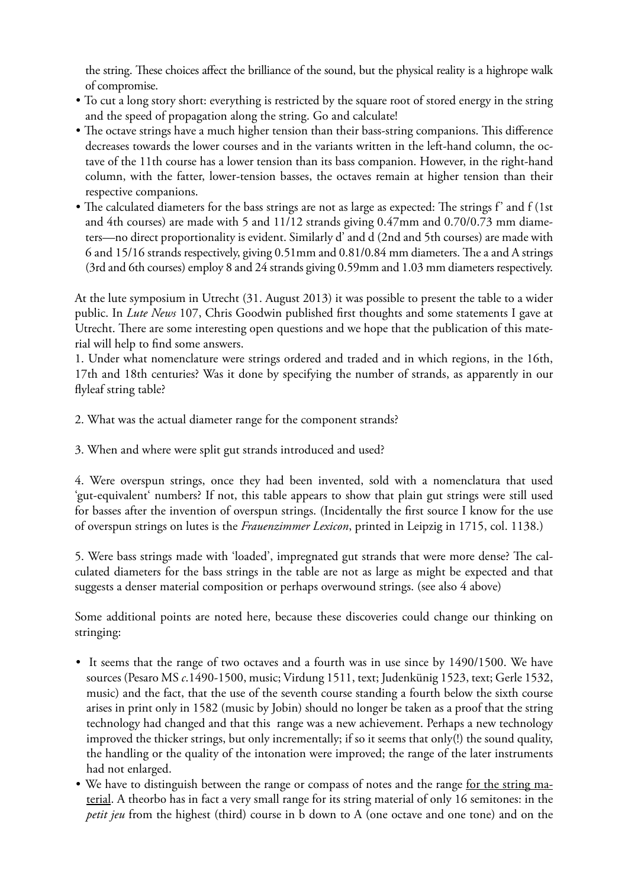the string. These choices affect the brilliance of the sound, but the physical reality is a highrope walk of compromise.

- To cut a long story short: everything is restricted by the square root of stored energy in the string and the speed of propagation along the string. Go and calculate!
- The octave strings have a much higher tension than their bass-string companions. This difference decreases towards the lower courses and in the variants written in the left-hand column, the octave of the 11th course has a lower tension than its bass companion. However, in the right-hand column, with the fatter, lower-tension basses, the octaves remain at higher tension than their respective companions.
- The calculated diameters for the bass strings are not as large as expected: The strings f' and f (1st and 4th courses) are made with 5 and 11/12 strands giving 0.47mm and 0.70/0.73 mm diameters—no direct proportionality is evident. Similarly d' and d (2nd and 5th courses) are made with 6 and 15/16 strands respectively, giving 0.51mm and 0.81/0.84 mm diameters. The a and A strings (3rd and 6th courses) employ 8 and 24 strands giving 0.59mm and 1.03 mm diameters respectively.

At the lute symposium in Utrecht (31. August 2013) it was possible to present the table to a wider public. In *Lute News* 107, Chris Goodwin published first thoughts and some statements I gave at Utrecht. There are some interesting open questions and we hope that the publication of this material will help to find some answers.

1. Under what nomenclature were strings ordered and traded and in which regions, in the 16th, 17th and 18th centuries? Was it done by specifying the number of strands, as apparently in our flyleaf string table?

2. What was the actual diameter range for the component strands?

3. When and where were split gut strands introduced and used?

4. Were overspun strings, once they had been invented, sold with a nomenclatura that used 'gut-equivalent' numbers? If not, this table appears to show that plain gut strings were still used for basses after the invention of overspun strings. (Incidentally the first source I know for the use of overspun strings on lutes is the *Frauenzimmer Lexicon*, printed in Leipzig in 1715, col. 1138.)

5. Were bass strings made with 'loaded', impregnated gut strands that were more dense? The calculated diameters for the bass strings in the table are not as large as might be expected and that suggests a denser material composition or perhaps overwound strings. (see also 4 above)

Some additional points are noted here, because these discoveries could change our thinking on stringing:

- It seems that the range of two octaves and a fourth was in use since by 1490/1500. We have sources (Pesaro MS *c*.1490-1500, music; Virdung 1511, text; Judenkünig 1523, text; Gerle 1532, music) and the fact, that the use of the seventh course standing a fourth below the sixth course arises in print only in 1582 (music by Jobin) should no longer be taken as a proof that the string technology had changed and that this range was a new achievement. Perhaps a new technology improved the thicker strings, but only incrementally; if so it seems that only(!) the sound quality, the handling or the quality of the intonation were improved; the range of the later instruments had not enlarged.
- We have to distinguish between the range or compass of notes and the range <u>for the string material</u>. A theorbo has in fact a very small range for its string material of only 16 semitones: in the *petit jeu* from the highest (third) course in b down to A (one octave and one tone) and on the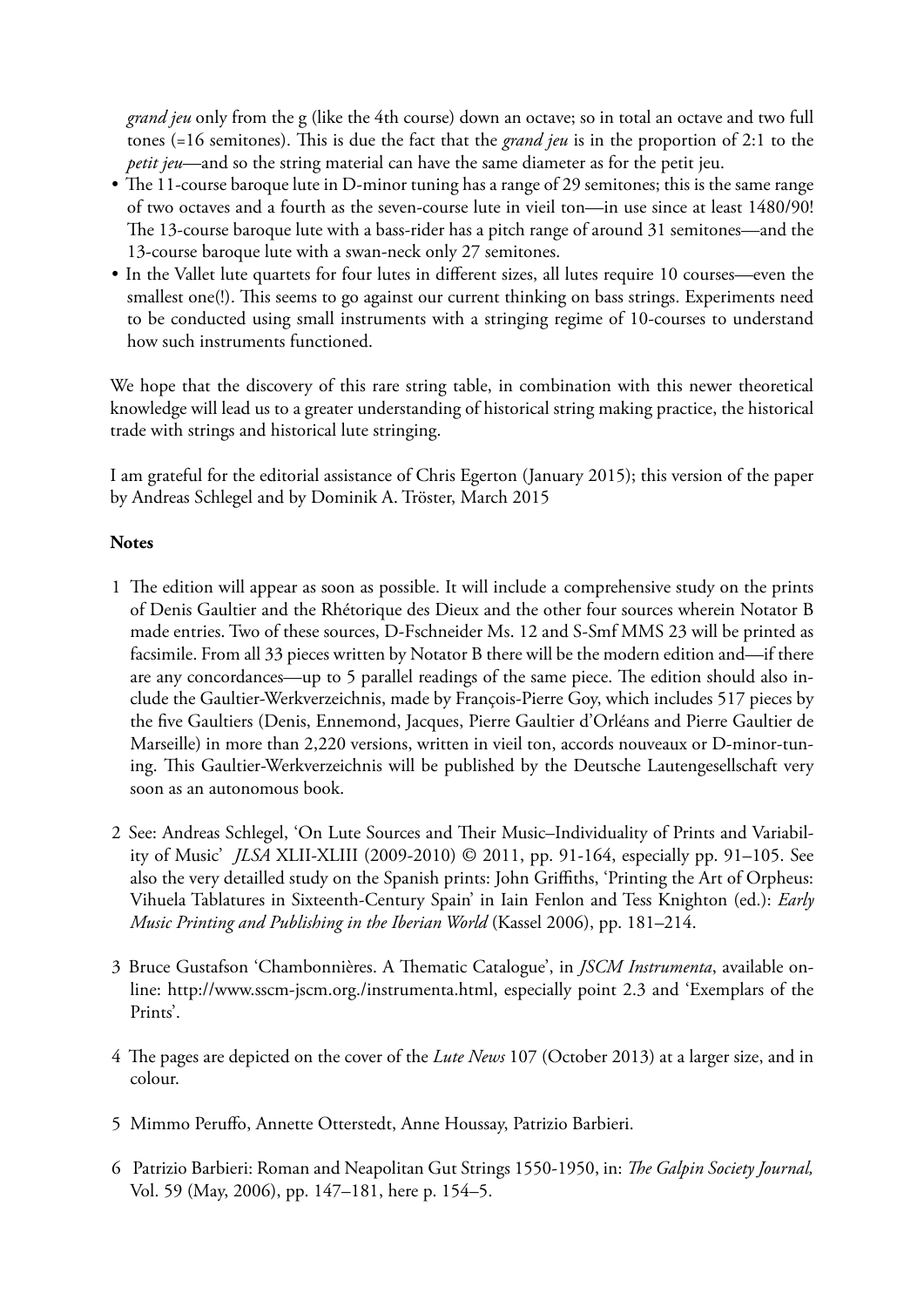*grand jeu* only from the g (like the 4th course) down an octave; so in total an octave and two full tones (=16 semitones). This is due the fact that the *grand jeu* is in the proportion of 2:1 to the *petit jeu*—and so the string material can have the same diameter as for the petit jeu.

- The 11-course baroque lute in D-minor tuning has a range of 29 semitones; this is the same range of two octaves and a fourth as the seven-course lute in vieil ton—in use since at least 1480/90! The 13-course baroque lute with a bass-rider has a pitch range of around 31 semitones—and the 13-course baroque lute with a swan-neck only 27 semitones.
- In the Vallet lute quartets for four lutes in different sizes, all lutes require 10 courses—even the smallest one(!). This seems to go against our current thinking on bass strings. Experiments need to be conducted using small instruments with a stringing regime of 10-courses to understand how such instruments functioned.

We hope that the discovery of this rare string table, in combination with this newer theoretical knowledge will lead us to a greater understanding of historical string making practice, the historical trade with strings and historical lute stringing.

I am grateful for the editorial assistance of Chris Egerton (January 2015); this version of the paper by Andreas Schlegel and by Dominik A. Tröster, March 2015

**Notes**

1 The edition will appear as soon as possible. It will include a comprehensive study on the prints of Denis Gaultier and the Rhétorique des Dieux and the other four sources wherein Notator B made entries. Two of these sources, D-Fschneider Ms. 12 and S-Smf MMS 23 will be printed as facsimile. From all 33 pieces written by Notator B there will be the modern edition and—if there are any concordances—up to 5 parallel readings of the same piece. The edition should also include the Gaultier-Werkverzeichnis, made by François-Pierre Goy, which includes 517 pieces by the five Gaultiers (Denis, Ennemond, Jacques, Pierre Gaultier d'Orléans and Pierre Gaultier de Marseille) in more than 2,220 versions, written in vieil ton, accords nouveaux or D-minor-tuning. This Gaultier-Werkverzeichnis will be published by the Deutsche Lautengesellschaft very soon as an autonomous book.

2 See: Andreas Schlegel, 'On Lute Sources and Their Music–Individuality of Prints and Variability of Music' *JLSA* XLII-XLIII (2009-2010) © 2011, pp. 91-164, especially pp. 91–105. See also the very detailled study on the Spanish prints: John Griffiths, 'Printing the Art of Orpheus: Vihuela Tablatures in Sixteenth-Century Spain' in Iain Fenlon and Tess Knighton (ed.): *Early Music Printing and Publishing in the Iberian World* (Kassel 2006), pp. 181–214.

3 Bruce Gustafson 'Chambonnières. A Thematic Catalogue', in *JSCM Instrumenta*, available online: http://www.sscm-jscm.org./instrumenta.html, especially point 2.3 and 'Exemplars of the Prints'.

4 The pages are depicted on the cover of the *Lute News* 107 (October 2013) at a larger size, and in colour.

5 Mimmo Peruffo, Annette Otterstedt, Anne Houssay, Patrizio Barbieri.

6 Patrizio Barbieri: Roman and Neapolitan Gut Strings 1550-1950, in: *The Galpin Society Journal,* Vol. 59 (May, 2006), pp. 147–181, here p. 154–5.